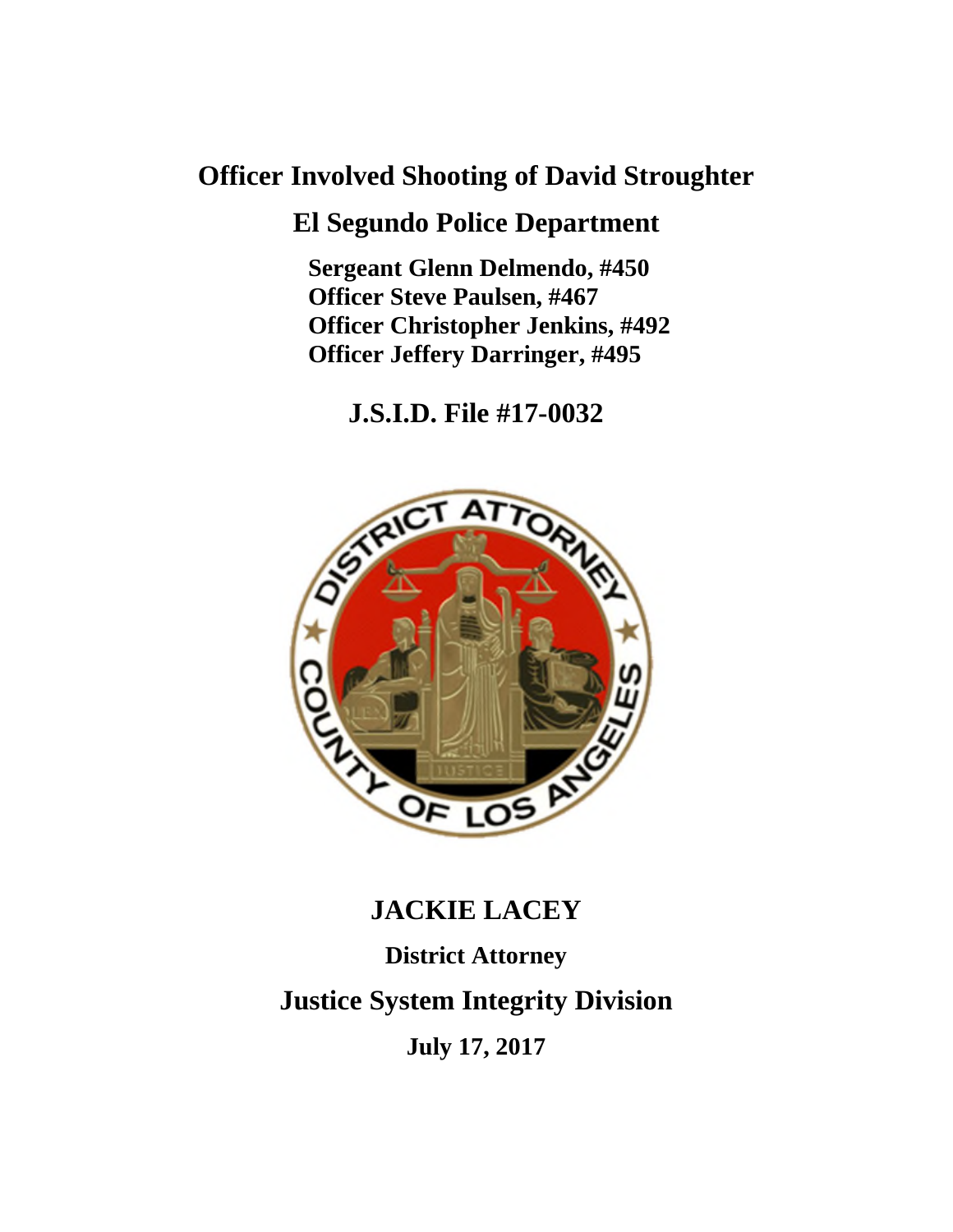# Officer Involved Shooting of David Stroughter

## El Segundo Police Department

**Sergeant Glenn Delmendo, #450**
**Officer Steve Paulsen, #467**
**Officer Christopher Jenkins, #492**
**Officer Jeffery Darringer, #495**

## J.S.I.D. File #17-0032

## JACKIE LACEY

**District Attorney**

## Justice System Integrity Division

**July 17, 2017**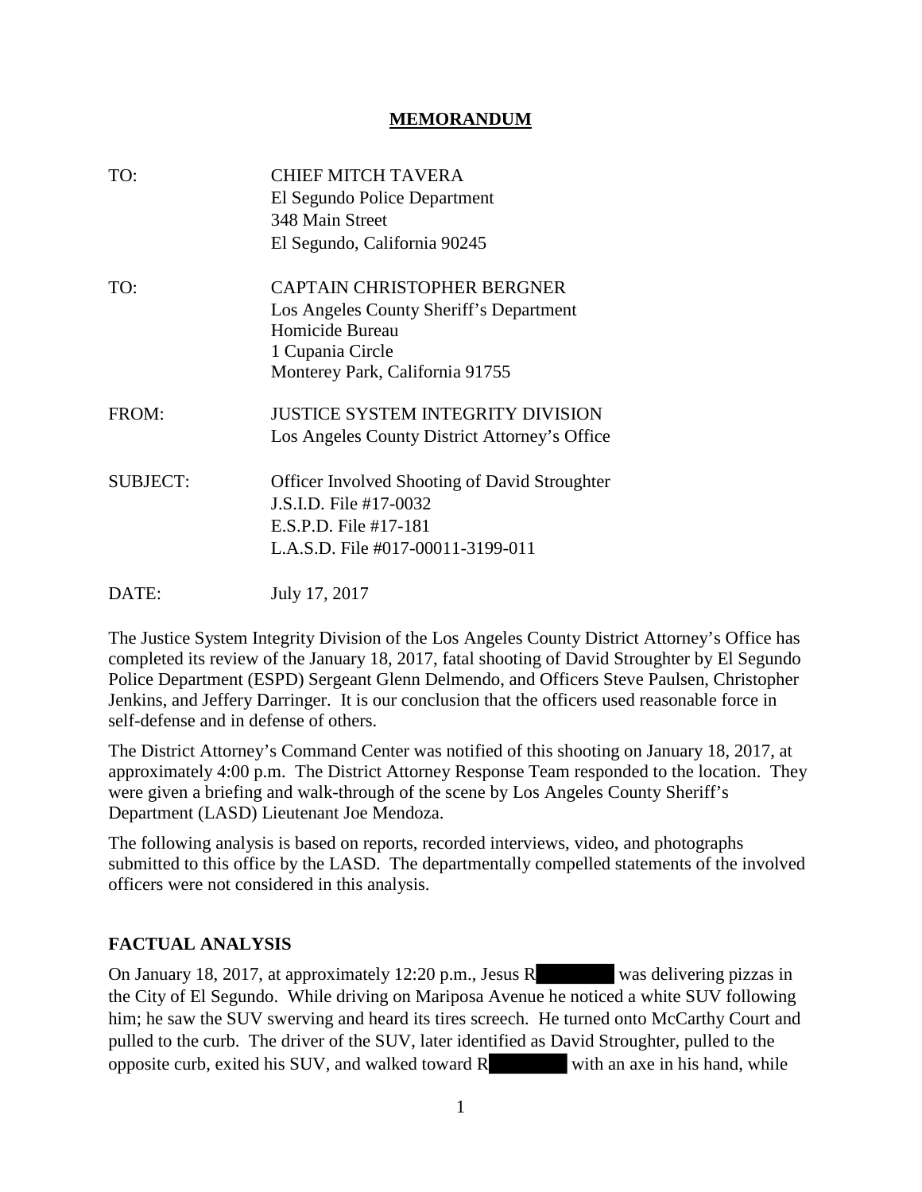# MEMORANDUM

TO: CHIEF MITCH TAVERA
El Segundo Police Department
348 Main Street
El Segundo, California 90245

TO: CAPTAIN CHRISTOPHER BERGNER
Los Angeles County Sheriff's Department
Homicide Bureau
1 Cupania Circle
Monterey Park, California 91755

FROM: JUSTICE SYSTEM INTEGRITY DIVISION
Los Angeles County District Attorney's Office

SUBJECT: Officer Involved Shooting of David Stroughter
J.S.I.D. File #17-0032
E.S.P.D. File #17-181
L.A.S.D. File #017-00011-3199-011

DATE: July 17, 2017

The Justice System Integrity Division of the Los Angeles County District Attorney's Office has completed its review of the January 18, 2017, fatal shooting of David Stroughter by El Segundo Police Department (ESPD) Sergeant Glenn Delmendo, and Officers Steve Paulsen, Christopher Jenkins, and Jeffery Darringer. It is our conclusion that the officers used reasonable force in self-defense and in defense of others.

The District Attorney's Command Center was notified of this shooting on January 18, 2017, at approximately 4:00 p.m. The District Attorney Response Team responded to the location. They were given a briefing and walk-through of the scene by Los Angeles County Sheriff's Department (LASD) Lieutenant Joe Mendoza.

The following analysis is based on reports, recorded interviews, video, and photographs submitted to this office by the LASD. The departmentally compelled statements of the involved officers were not considered in this analysis.

## FACTUAL ANALYSIS

On January 18, 2017, at approximately 12:20 p.m., Jesus R[REDACTED] was delivering pizzas in the City of El Segundo. While driving on Mariposa Avenue he noticed a white SUV following him; he saw the SUV swerving and heard its tires screech. He turned onto McCarthy Court and pulled to the curb. The driver of the SUV, later identified as David Stroughter, pulled to the opposite curb, exited his SUV, and walked toward R[REDACTED] with an axe in his hand, while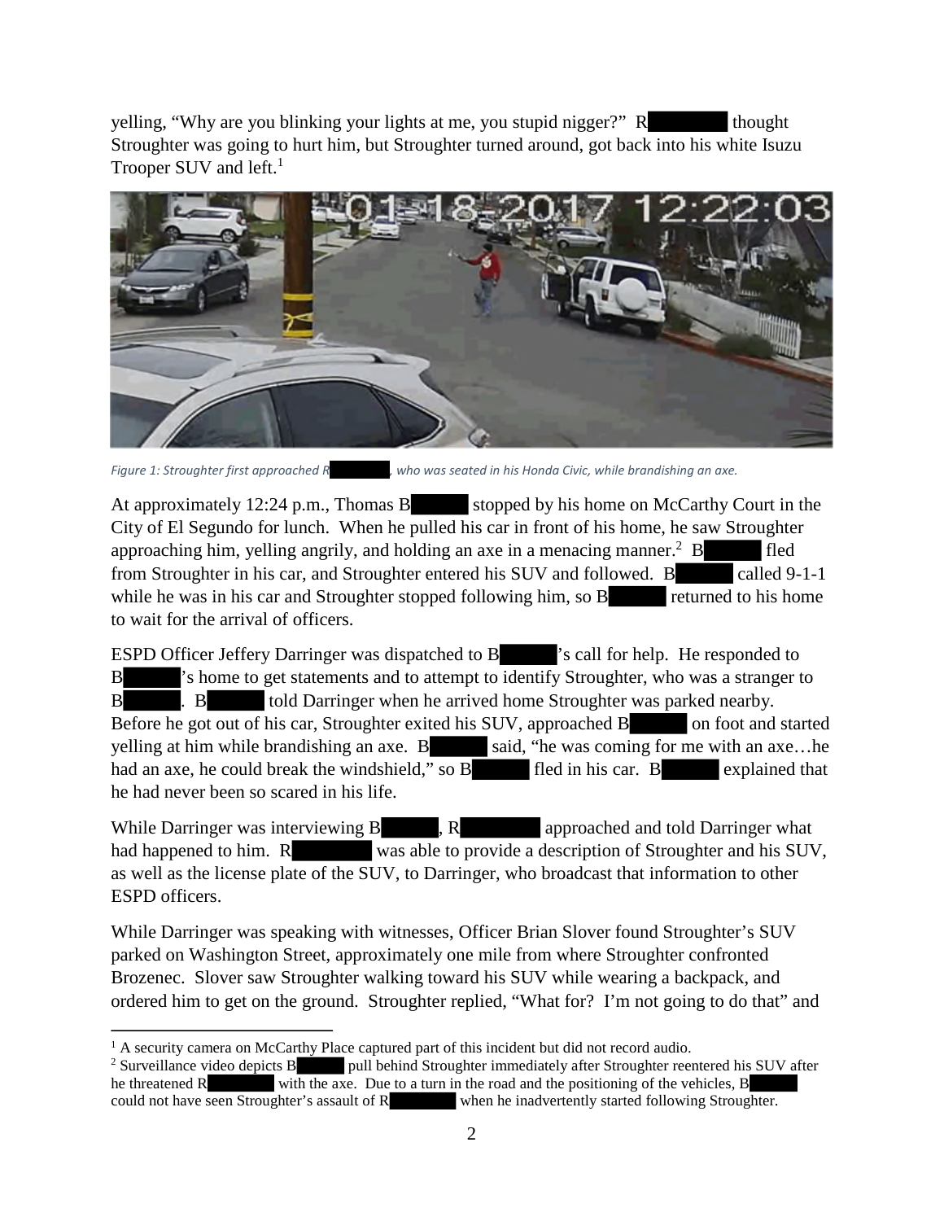yelling, "Why are you blinking your lights at me, you stupid nigger?" R[redacted] thought Stroughter was going to hurt him, but Stroughter turned around, got back into his white Isuzu Trooper SUV and left.[1]

*Figure 1: Stroughter first approached R[redacted], who was seated in his Honda Civic, while brandishing an axe.*

At approximately 12:24 p.m., Thomas B[redacted] stopped by his home on McCarthy Court in the City of El Segundo for lunch. When he pulled his car in front of his home, he saw Stroughter approaching him, yelling angrily, and holding an axe in a menacing manner.[2] B[redacted] fled from Stroughter in his car, and Stroughter entered his SUV and followed. B[redacted] called 9-1-1 while he was in his car and Stroughter stopped following him, so B[redacted] returned to his home to wait for the arrival of officers.

ESPD Officer Jeffery Darringer was dispatched to B[redacted]'s call for help. He responded to B[redacted]'s home to get statements and to attempt to identify Stroughter, who was a stranger to B[redacted]. B[redacted] told Darringer when he arrived home Stroughter was parked nearby. Before he got out of his car, Stroughter exited his SUV, approached B[redacted] on foot and started yelling at him while brandishing an axe. B[redacted] said, "he was coming for me with an axe…he had an axe, he could break the windshield," so B[redacted] fled in his car. B[redacted] explained that he had never been so scared in his life.

While Darringer was interviewing B[redacted], R[redacted] approached and told Darringer what had happened to him. R[redacted] was able to provide a description of Stroughter and his SUV, as well as the license plate of the SUV, to Darringer, who broadcast that information to other ESPD officers.

While Darringer was speaking with witnesses, Officer Brian Slover found Stroughter's SUV parked on Washington Street, approximately one mile from where Stroughter confronted Brozenec. Slover saw Stroughter walking toward his SUV while wearing a backpack, and ordered him to get on the ground. Stroughter replied, "What for? I'm not going to do that" and

---

[1] A security camera on McCarthy Place captured part of this incident but did not record audio.

[2] Surveillance video depicts B[redacted] pull behind Stroughter immediately after Stroughter reentered his SUV after he threatened R[redacted] with the axe. Due to a turn in the road and the positioning of the vehicles, B[redacted] could not have seen Stroughter's assault of R[redacted] when he inadvertently started following Stroughter.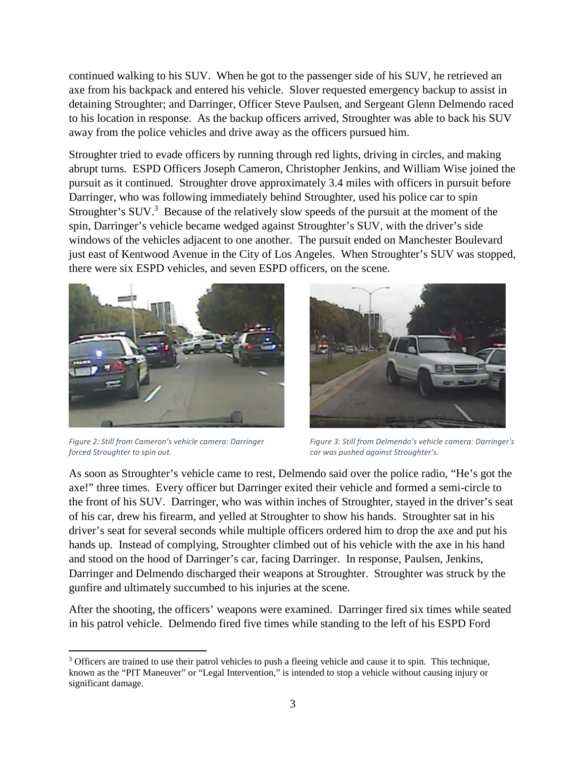continued walking to his SUV. When he got to the passenger side of his SUV, he retrieved an axe from his backpack and entered his vehicle. Slover requested emergency backup to assist in detaining Stroughter; and Darringer, Officer Steve Paulsen, and Sergeant Glenn Delmendo raced to his location in response. As the backup officers arrived, Stroughter was able to back his SUV away from the police vehicles and drive away as the officers pursued him.

Stroughter tried to evade officers by running through red lights, driving in circles, and making abrupt turns. ESPD Officers Joseph Cameron, Christopher Jenkins, and William Wise joined the pursuit as it continued. Stroughter drove approximately 3.4 miles with officers in pursuit before Darringer, who was following immediately behind Stroughter, used his police car to spin Stroughter's SUV.[3] Because of the relatively slow speeds of the pursuit at the moment of the spin, Darringer's vehicle became wedged against Stroughter's SUV, with the driver's side windows of the vehicles adjacent to one another. The pursuit ended on Manchester Boulevard just east of Kentwood Avenue in the City of Los Angeles. When Stroughter's SUV was stopped, there were six ESPD vehicles, and seven ESPD officers, on the scene.

*Figure 2: Still from Cameron's vehicle camera: Darringer forced Stroughter to spin out.*

*Figure 3: Still from Delmendo's vehicle camera: Darringer's car was pushed against Stroughter's.*

As soon as Stroughter's vehicle came to rest, Delmendo said over the police radio, "He's got the axe!" three times. Every officer but Darringer exited their vehicle and formed a semi-circle to the front of his SUV. Darringer, who was within inches of Stroughter, stayed in the driver's seat of his car, drew his firearm, and yelled at Stroughter to show his hands. Stroughter sat in his driver's seat for several seconds while multiple officers ordered him to drop the axe and put his hands up. Instead of complying, Stroughter climbed out of his vehicle with the axe in his hand and stood on the hood of Darringer's car, facing Darringer. In response, Paulsen, Jenkins, Darringer and Delmendo discharged their weapons at Stroughter. Stroughter was struck by the gunfire and ultimately succumbed to his injuries at the scene.

After the shooting, the officers' weapons were examined. Darringer fired six times while seated in his patrol vehicle. Delmendo fired five times while standing to the left of his ESPD Ford

[3] Officers are trained to use their patrol vehicles to push a fleeing vehicle and cause it to spin. This technique, known as the "PIT Maneuver" or "Legal Intervention," is intended to stop a vehicle without causing injury or significant damage.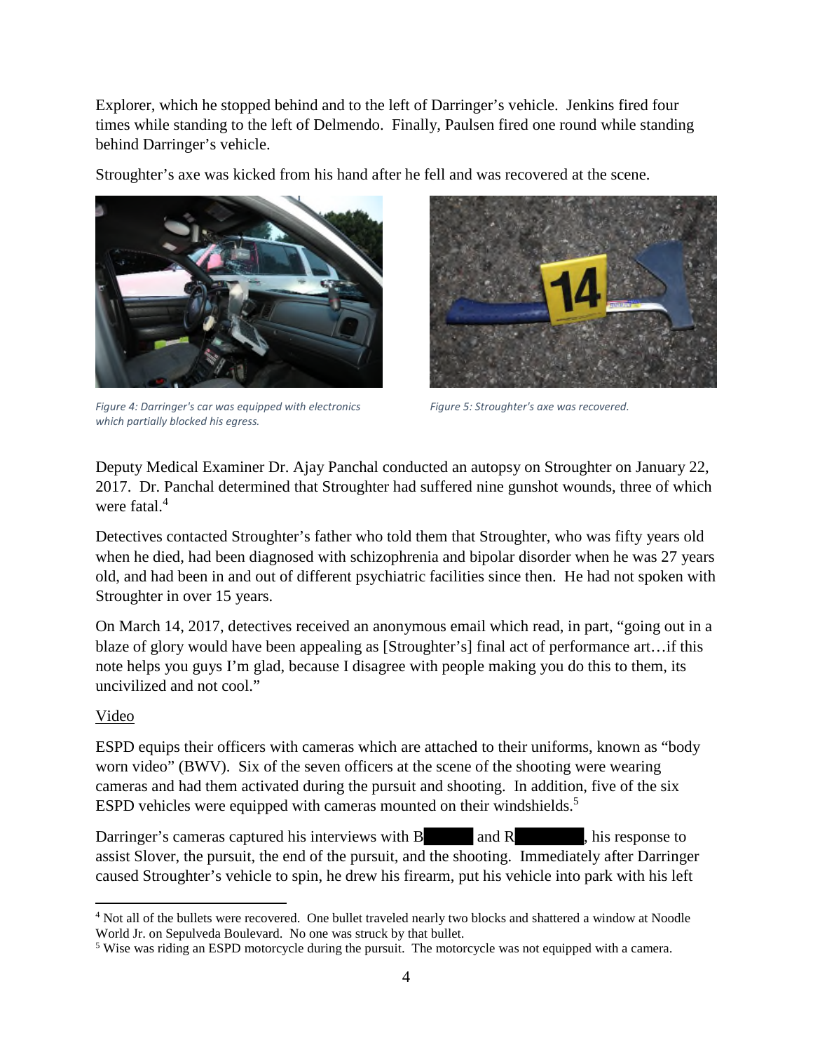Explorer, which he stopped behind and to the left of Darringer's vehicle. Jenkins fired four times while standing to the left of Delmendo. Finally, Paulsen fired one round while standing behind Darringer's vehicle.

Stroughter's axe was kicked from his hand after he fell and was recovered at the scene.

*Figure 4: Darringer's car was equipped with electronics which partially blocked his egress.*

*Figure 5: Stroughter's axe was recovered.*

Deputy Medical Examiner Dr. Ajay Panchal conducted an autopsy on Stroughter on January 22, 2017. Dr. Panchal determined that Stroughter had suffered nine gunshot wounds, three of which were fatal.[4]

Detectives contacted Stroughter's father who told them that Stroughter, who was fifty years old when he died, had been diagnosed with schizophrenia and bipolar disorder when he was 27 years old, and had been in and out of different psychiatric facilities since then. He had not spoken with Stroughter in over 15 years.

On March 14, 2017, detectives received an anonymous email which read, in part, "going out in a blaze of glory would have been appealing as [Stroughter's] final act of performance art…if this note helps you guys I'm glad, because I disagree with people making you do this to them, its uncivilized and not cool."

<u>Video</u>

ESPD equips their officers with cameras which are attached to their uniforms, known as "body worn video" (BWV). Six of the seven officers at the scene of the shooting were wearing cameras and had them activated during the pursuit and shooting. In addition, five of the six ESPD vehicles were equipped with cameras mounted on their windshields.[5]

Darringer's cameras captured his interviews with B█████ and R███████, his response to assist Slover, the pursuit, the end of the pursuit, and the shooting. Immediately after Darringer caused Stroughter's vehicle to spin, he drew his firearm, put his vehicle into park with his left

---

[4] Not all of the bullets were recovered. One bullet traveled nearly two blocks and shattered a window at Noodle World Jr. on Sepulveda Boulevard. No one was struck by that bullet.

[5] Wise was riding an ESPD motorcycle during the pursuit. The motorcycle was not equipped with a camera.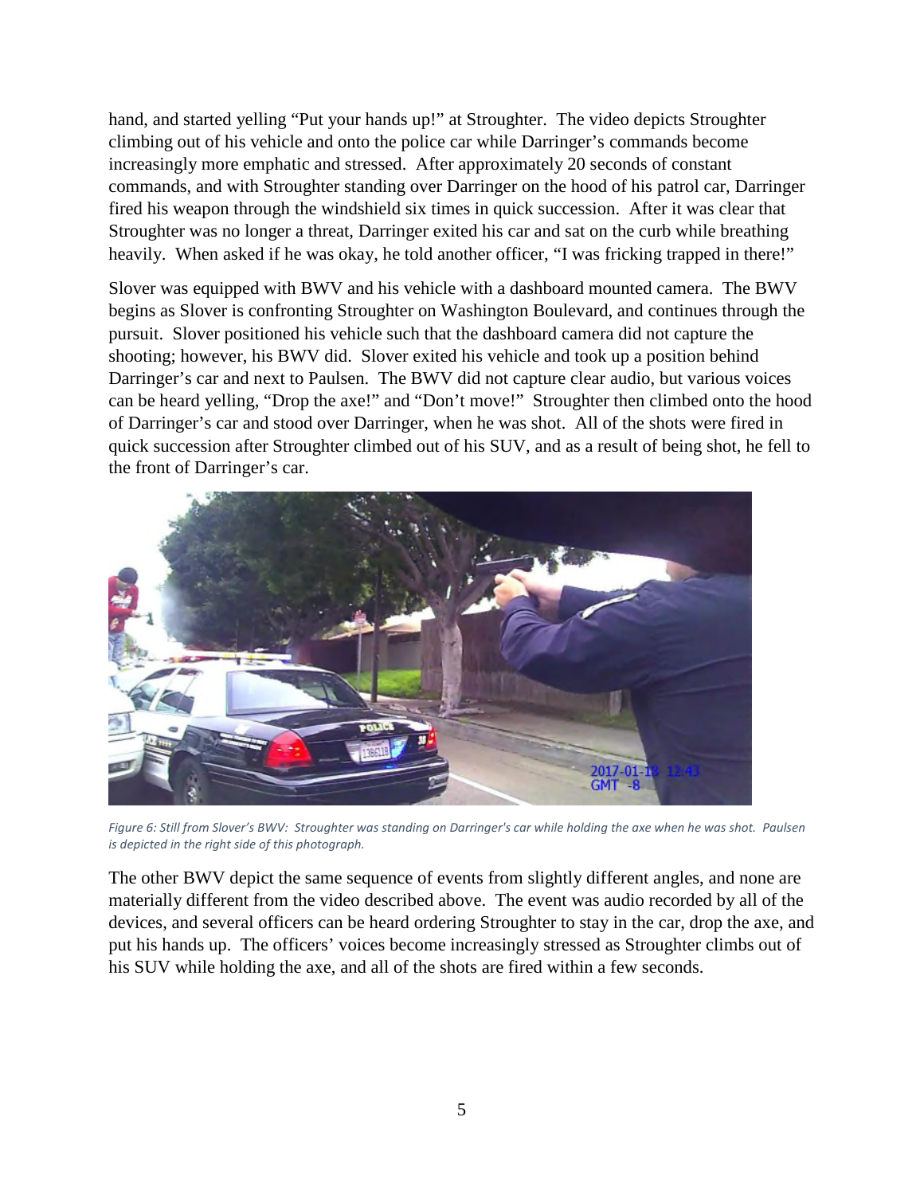hand, and started yelling "Put your hands up!" at Stroughter. The video depicts Stroughter climbing out of his vehicle and onto the police car while Darringer's commands become increasingly more emphatic and stressed. After approximately 20 seconds of constant commands, and with Stroughter standing over Darringer on the hood of his patrol car, Darringer fired his weapon through the windshield six times in quick succession. After it was clear that Stroughter was no longer a threat, Darringer exited his car and sat on the curb while breathing heavily. When asked if he was okay, he told another officer, "I was fricking trapped in there!"

Slover was equipped with BWV and his vehicle with a dashboard mounted camera. The BWV begins as Slover is confronting Stroughter on Washington Boulevard, and continues through the pursuit. Slover positioned his vehicle such that the dashboard camera did not capture the shooting; however, his BWV did. Slover exited his vehicle and took up a position behind Darringer's car and next to Paulsen. The BWV did not capture clear audio, but various voices can be heard yelling, "Drop the axe!" and "Don't move!" Stroughter then climbed onto the hood of Darringer's car and stood over Darringer, when he was shot. All of the shots were fired in quick succession after Stroughter climbed out of his SUV, and as a result of being shot, he fell to the front of Darringer's car.

*Figure 6: Still from Slover's BWV: Stroughter was standing on Darringer's car while holding the axe when he was shot. Paulsen is depicted in the right side of this photograph.*

The other BWV depict the same sequence of events from slightly different angles, and none are materially different from the video described above. The event was audio recorded by all of the devices, and several officers can be heard ordering Stroughter to stay in the car, drop the axe, and put his hands up. The officers' voices become increasingly stressed as Stroughter climbs out of his SUV while holding the axe, and all of the shots are fired within a few seconds.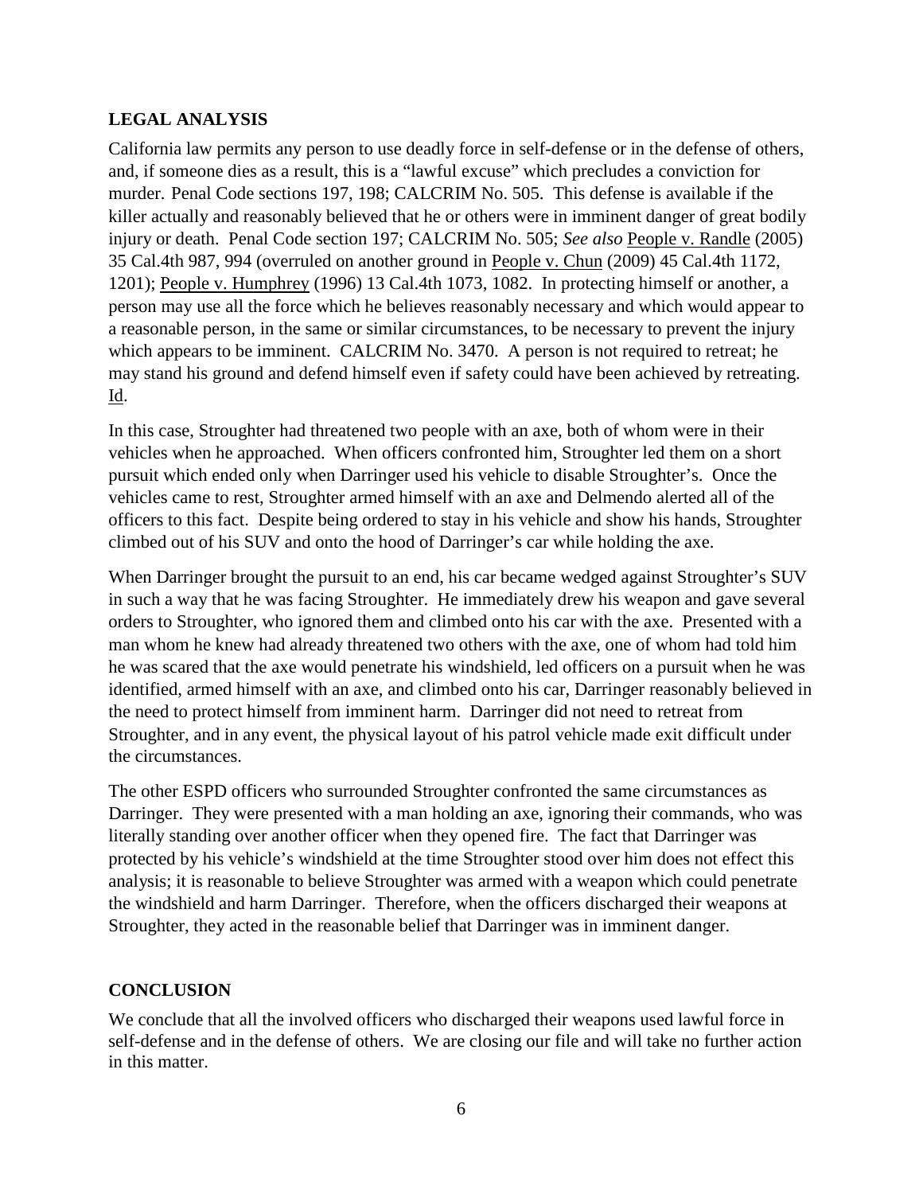## LEGAL ANALYSIS

California law permits any person to use deadly force in self-defense or in the defense of others, and, if someone dies as a result, this is a "lawful excuse" which precludes a conviction for murder. Penal Code sections 197, 198; CALCRIM No. 505. This defense is available if the killer actually and reasonably believed that he or others were in imminent danger of great bodily injury or death. Penal Code section 197; CALCRIM No. 505; *See also* People v. Randle (2005) 35 Cal.4th 987, 994 (overruled on another ground in People v. Chun (2009) 45 Cal.4th 1172, 1201); People v. Humphrey (1996) 13 Cal.4th 1073, 1082. In protecting himself or another, a person may use all the force which he believes reasonably necessary and which would appear to a reasonable person, in the same or similar circumstances, to be necessary to prevent the injury which appears to be imminent. CALCRIM No. 3470. A person is not required to retreat; he may stand his ground and defend himself even if safety could have been achieved by retreating. Id.

In this case, Stroughter had threatened two people with an axe, both of whom were in their vehicles when he approached. When officers confronted him, Stroughter led them on a short pursuit which ended only when Darringer used his vehicle to disable Stroughter's. Once the vehicles came to rest, Stroughter armed himself with an axe and Delmendo alerted all of the officers to this fact. Despite being ordered to stay in his vehicle and show his hands, Stroughter climbed out of his SUV and onto the hood of Darringer's car while holding the axe.

When Darringer brought the pursuit to an end, his car became wedged against Stroughter's SUV in such a way that he was facing Stroughter. He immediately drew his weapon and gave several orders to Stroughter, who ignored them and climbed onto his car with the axe. Presented with a man whom he knew had already threatened two others with the axe, one of whom had told him he was scared that the axe would penetrate his windshield, led officers on a pursuit when he was identified, armed himself with an axe, and climbed onto his car, Darringer reasonably believed in the need to protect himself from imminent harm. Darringer did not need to retreat from Stroughter, and in any event, the physical layout of his patrol vehicle made exit difficult under the circumstances.

The other ESPD officers who surrounded Stroughter confronted the same circumstances as Darringer. They were presented with a man holding an axe, ignoring their commands, who was literally standing over another officer when they opened fire. The fact that Darringer was protected by his vehicle's windshield at the time Stroughter stood over him does not effect this analysis; it is reasonable to believe Stroughter was armed with a weapon which could penetrate the windshield and harm Darringer. Therefore, when the officers discharged their weapons at Stroughter, they acted in the reasonable belief that Darringer was in imminent danger.

## CONCLUSION

We conclude that all the involved officers who discharged their weapons used lawful force in self-defense and in the defense of others. We are closing our file and will take no further action in this matter.